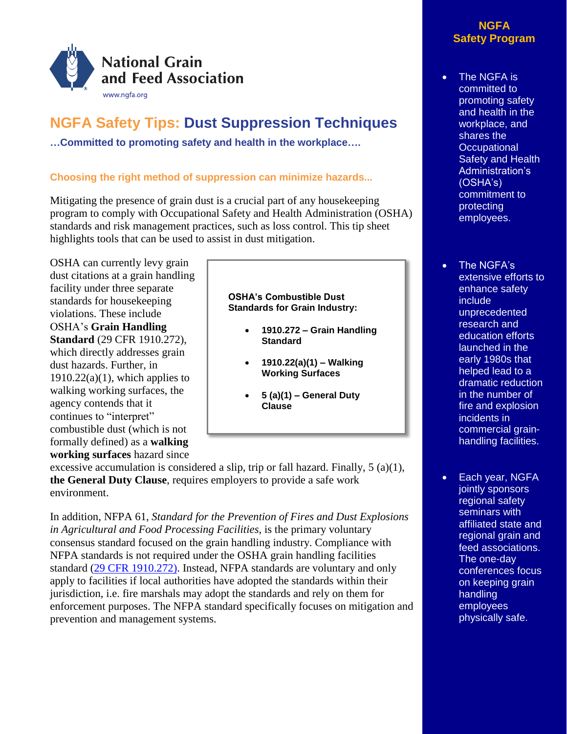National Grain and Feed Association

www.ngfa.org

# NGFA Safety Tips: Dust Suppression Techniques

**…Committed to promoting safety and health in the workplace….**

### Choosing the right method of suppression can minimize hazards...

Mitigating the presence of grain dust is a crucial part of any housekeeping program to comply with Occupational Safety and Health Administration (OSHA) standards and risk management practices, such as loss control. This tip sheet highlights tools that can be used to assist in dust mitigation.

OSHA can currently levy grain dust citations at a grain handling facility under three separate standards for housekeeping violations. These include OSHA's **Grain Handling Standard** (29 CFR 1910.272), which directly addresses grain dust hazards. Further, in 1910.22(a)(1), which applies to walking working surfaces, the agency contends that it continues to "interpret" combustible dust (which is not formally defined) as a **walking working surfaces** hazard since excessive accumulation is considered a slip, trip or fall hazard. Finally, 5 (a)(1), **the General Duty Clause**, requires employers to provide a safe work environment.

**OSHA's Combustible Dust Standards for Grain Industry:**

- **1910.272 – Grain Handling Standard**
- **1910.22(a)(1) – Walking Working Surfaces**
- **5 (a)(1) – General Duty Clause**

In addition, NFPA 61, *Standard for the Prevention of Fires and Dust Explosions in Agricultural and Food Processing Facilities*, is the primary voluntary consensus standard focused on the grain handling industry. Compliance with NFPA standards is not required under the OSHA grain handling facilities standard (29 CFR 1910.272). Instead, NFPA standards are voluntary and only apply to facilities if local authorities have adopted the standards within their jurisdiction, i.e. fire marshals may adopt the standards and rely on them for enforcement purposes. The NFPA standard specifically focuses on mitigation and prevention and management systems.

## NGFA Safety Program

- The NGFA is committed to promoting safety and health in the workplace, and shares the Occupational Safety and Health Administration's (OSHA's) commitment to protecting employees.
- The NGFA's extensive efforts to enhance safety include unprecedented research and education efforts launched in the early 1980s that helped lead to a dramatic reduction in the number of fire and explosion incidents in commercial grain-handling facilities.
- Each year, NGFA jointly sponsors regional safety seminars with affiliated state and regional grain and feed associations. The one-day conferences focus on keeping grain handling employees physically safe.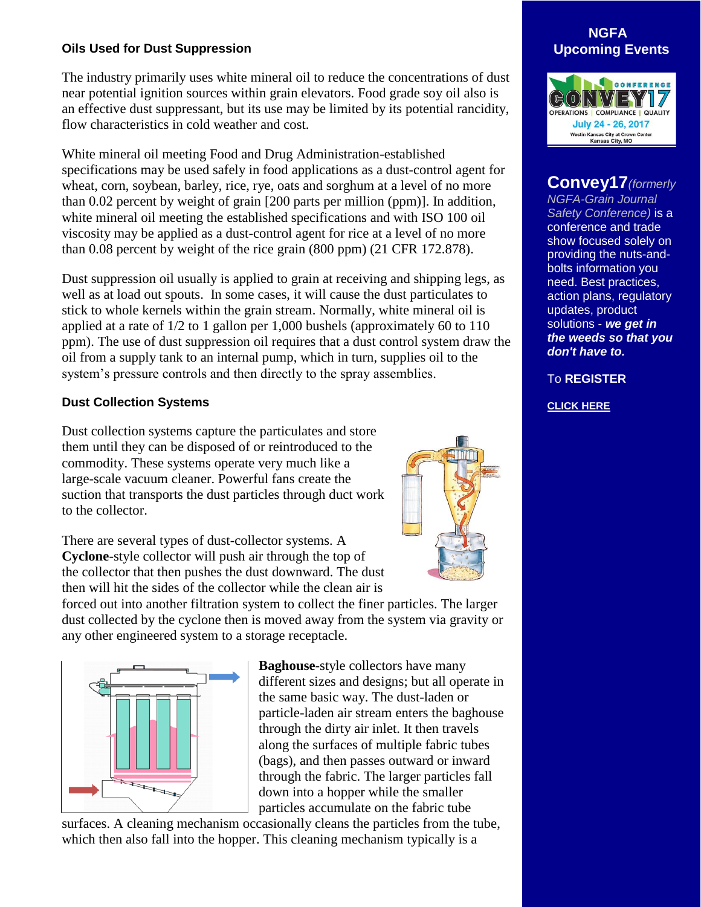### Oils Used for Dust Suppression

The industry primarily uses white mineral oil to reduce the concentrations of dust near potential ignition sources within grain elevators. Food grade soy oil also is an effective dust suppressant, but its use may be limited by its potential rancidity, flow characteristics in cold weather and cost.

White mineral oil meeting Food and Drug Administration-established specifications may be used safely in food applications as a dust-control agent for wheat, corn, soybean, barley, rice, rye, oats and sorghum at a level of no more than 0.02 percent by weight of grain [200 parts per million (ppm)]. In addition, white mineral oil meeting the established specifications and with ISO 100 oil viscosity may be applied as a dust-control agent for rice at a level of no more than 0.08 percent by weight of the rice grain (800 ppm) (21 CFR 172.878).

Dust suppression oil usually is applied to grain at receiving and shipping legs, as well as at load out spouts. In some cases, it will cause the dust particulates to stick to whole kernels within the grain stream. Normally, white mineral oil is applied at a rate of 1/2 to 1 gallon per 1,000 bushels (approximately 60 to 110 ppm). The use of dust suppression oil requires that a dust control system draw the oil from a supply tank to an internal pump, which in turn, supplies oil to the system's pressure controls and then directly to the spray assemblies.

### Dust Collection Systems

Dust collection systems capture the particulates and store them until they can be disposed of or reintroduced to the commodity. These systems operate very much like a large-scale vacuum cleaner. Powerful fans create the suction that transports the dust particles through duct work to the collector.

There are several types of dust-collector systems. A **Cyclone**-style collector will push air through the top of the collector that then pushes the dust downward. The dust then will hit the sides of the collector while the clean air is forced out into another filtration system to collect the finer particles. The larger dust collected by the cyclone then is moved away from the system via gravity or any other engineered system to a storage receptacle.

**Baghouse**-style collectors have many different sizes and designs; but all operate in the same basic way. The dust-laden or particle-laden air stream enters the baghouse through the dirty air inlet. It then travels along the surfaces of multiple fabric tubes (bags), and then passes outward or inward through the fabric. The larger particles fall down into a hopper while the smaller particles accumulate on the fabric tube surfaces. A cleaning mechanism occasionally cleans the particles from the tube, which then also fall into the hopper. This cleaning mechanism typically is a

## NGFA Upcoming Events

CONFERENCE CONVEY17
OPERATIONS | COMPLIANCE | QUALITY
July 24 - 26, 2017
Westin Kansas City at Crown Center
Kansas City, MO

**Convey17** *(formerly NGFA-Grain Journal Safety Conference)* is a conference and trade show focused solely on providing the nuts-and-bolts information you need. Best practices, action plans, regulatory updates, product solutions - ***we get in the weeds so that you don't have to.***

To **REGISTER**

**CLICK HERE**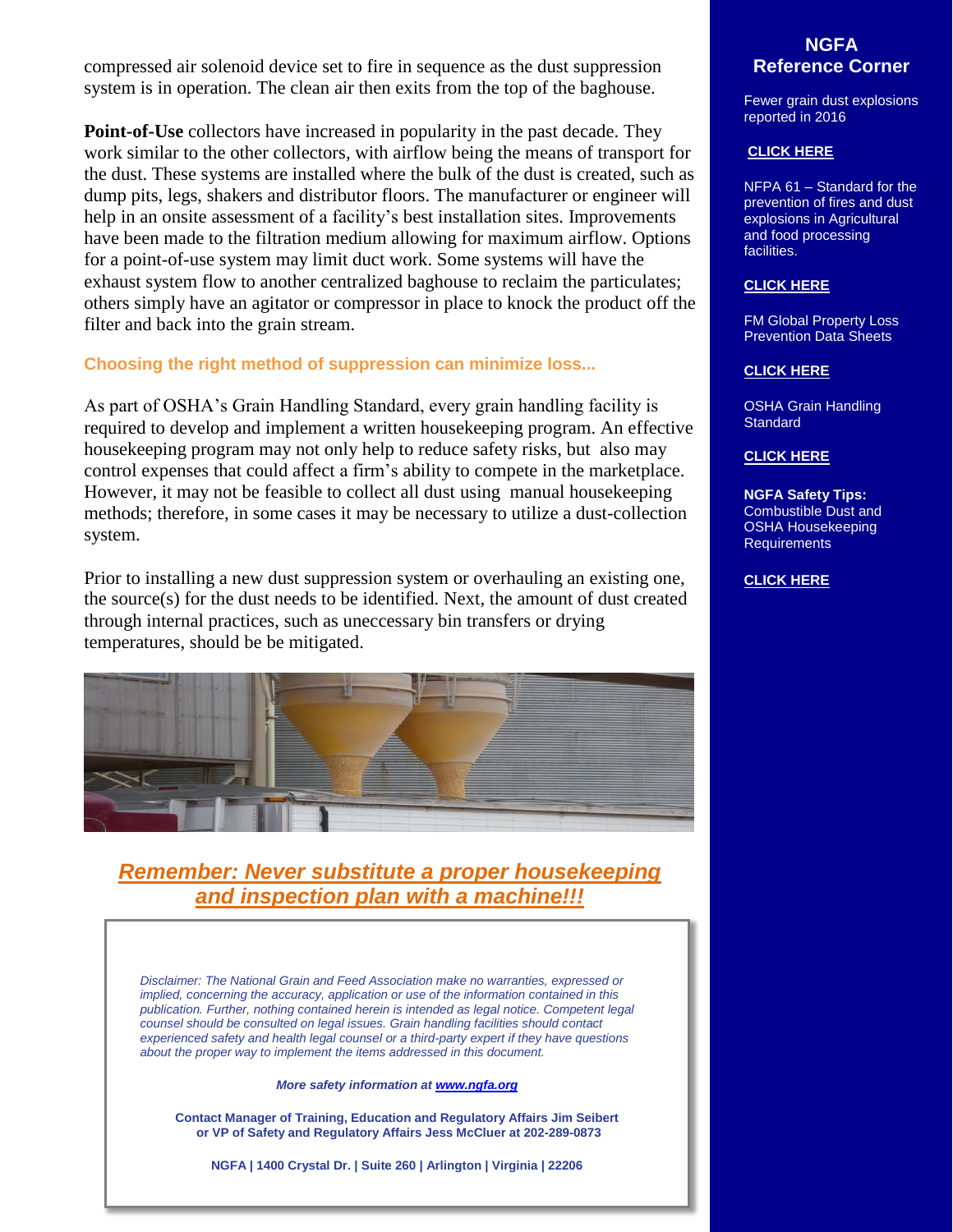compressed air solenoid device set to fire in sequence as the dust suppression system is in operation. The clean air then exits from the top of the baghouse.

**Point-of-Use** collectors have increased in popularity in the past decade. They work similar to the other collectors, with airflow being the means of transport for the dust. These systems are installed where the bulk of the dust is created, such as dump pits, legs, shakers and distributor floors. The manufacturer or engineer will help in an onsite assessment of a facility's best installation sites. Improvements have been made to the filtration medium allowing for maximum airflow. Options for a point-of-use system may limit duct work. Some systems will have the exhaust system flow to another centralized baghouse to reclaim the particulates; others simply have an agitator or compressor in place to knock the product off the filter and back into the grain stream.

**Choosing the right method of suppression can minimize loss...**

As part of OSHA's Grain Handling Standard, every grain handling facility is required to develop and implement a written housekeeping program. An effective housekeeping program may not only help to reduce safety risks, but also may control expenses that could affect a firm's ability to compete in the marketplace. However, it may not be feasible to collect all dust using manual housekeeping methods; therefore, in some cases it may be necessary to utilize a dust-collection system.

Prior to installing a new dust suppression system or overhauling an existing one, the source(s) for the dust needs to be identified. Next, the amount of dust created through internal practices, such as uneccessary bin transfers or drying temperatures, should be be mitigated.

***Remember: Never substitute a proper housekeeping and inspection plan with a machine!!!***

*Disclaimer: The National Grain and Feed Association make no warranties, expressed or implied, concerning the accuracy, application or use of the information contained in this publication. Further, nothing contained herein is intended as legal notice. Competent legal counsel should be consulted on legal issues. Grain handling facilities should contact experienced safety and health legal counsel or a third-party expert if they have questions about the proper way to implement the items addressed in this document.*

***More safety information at www.ngfa.org***

**Contact Manager of Training, Education and Regulatory Affairs Jim Seibert or VP of Safety and Regulatory Affairs Jess McCluer at 202-289-0873**

**NGFA | 1400 Crystal Dr. | Suite 260 | Arlington | Virginia | 22206**

## NGFA Reference Corner

Fewer grain dust explosions reported in 2016

**CLICK HERE**

NFPA 61 – Standard for the prevention of fires and dust explosions in Agricultural and food processing facilities.

**CLICK HERE**

FM Global Property Loss Prevention Data Sheets

**CLICK HERE**

OSHA Grain Handling Standard

**CLICK HERE**

**NGFA Safety Tips:** Combustible Dust and OSHA Housekeeping Requirements

**CLICK HERE**